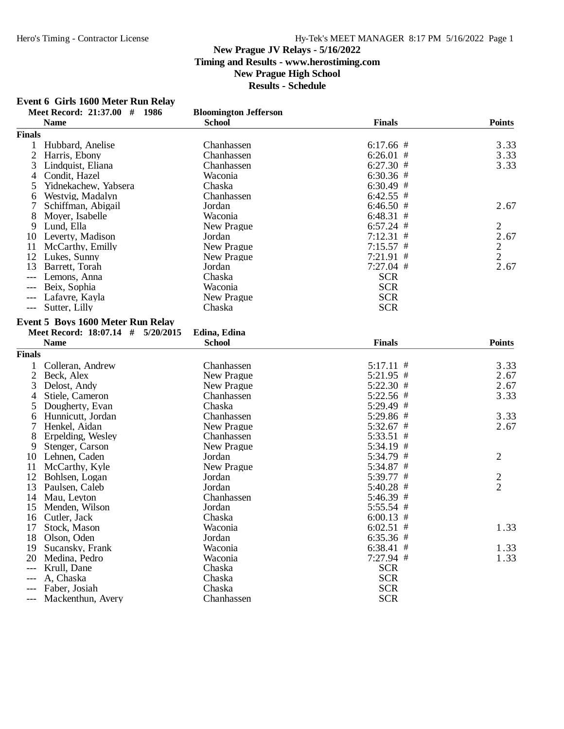**New Prague JV Relays - 5/16/2022**
**Timing and Results - www.herostiming.com**
**New Prague High School**
**Results - Schedule**

### Event 6 Girls 1600 Meter Run Relay

**Meet Record: 21:37.00 # 1986 Bloomington Jefferson**

| | Name | School | Finals | Points |
|---|---|---|---|---|
| **Finals** | | | | |
| 1 | Hubbard, Anelise | Chanhassen | 6:17.66 # | 3.33 |
| 2 | Harris, Ebony | Chanhassen | 6:26.01 # | 3.33 |
| 3 | Lindquist, Eliana | Chanhassen | 6:27.30 # | 3.33 |
| 4 | Condit, Hazel | Waconia | 6:30.36 # | |
| 5 | Yidnekachew, Yabsera | Chaska | 6:30.49 # | |
| 6 | Westvig, Madalyn | Chanhassen | 6:42.55 # | |
| 7 | Schiffman, Abigail | Jordan | 6:46.50 # | 2.67 |
| 8 | Moyer, Isabelle | Waconia | 6:48.31 # | |
| 9 | Lund, Ella | New Prague | 6:57.24 # | 2 |
| 10 | Leverty, Madison | Jordan | 7:12.31 # | 2.67 |
| 11 | McCarthy, Emilly | New Prague | 7:15.57 # | 2 |
| 12 | Lukes, Sunny | New Prague | 7:21.91 # | 2 |
| 13 | Barrett, Torah | Jordan | 7:27.04 # | 2.67 |
| --- | Lemons, Anna | Chaska | SCR | |
| --- | Beix, Sophia | Waconia | SCR | |
| --- | Lafavre, Kayla | New Prague | SCR | |
| --- | Sutter, Lilly | Chaska | SCR | |

### Event 5 Boys 1600 Meter Run Relay

**Meet Record: 18:07.14 # 5/20/2015 Edina, Edina**

| | Name | School | Finals | Points |
|---|---|---|---|---|
| **Finals** | | | | |
| 1 | Colleran, Andrew | Chanhassen | 5:17.11 # | 3.33 |
| 2 | Beck, Alex | New Prague | 5:21.95 # | 2.67 |
| 3 | Delost, Andy | New Prague | 5:22.30 # | 2.67 |
| 4 | Stiele, Cameron | Chanhassen | 5:22.56 # | 3.33 |
| 5 | Dougherty, Evan | Chaska | 5:29.49 # | |
| 6 | Hunnicutt, Jordan | Chanhassen | 5:29.86 # | 3.33 |
| 7 | Henkel, Aidan | New Prague | 5:32.67 # | 2.67 |
| 8 | Erpelding, Wesley | Chanhassen | 5:33.51 # | |
| 9 | Stenger, Carson | New Prague | 5:34.19 # | |
| 10 | Lehnen, Caden | Jordan | 5:34.79 # | 2 |
| 11 | McCarthy, Kyle | New Prague | 5:34.87 # | |
| 12 | Bohlsen, Logan | Jordan | 5:39.77 # | 2 |
| 13 | Paulsen, Caleb | Jordan | 5:40.28 # | 2 |
| 14 | Mau, Leyton | Chanhassen | 5:46.39 # | |
| 15 | Menden, Wilson | Jordan | 5:55.54 # | |
| 16 | Cutler, Jack | Chaska | 6:00.13 # | |
| 17 | Stock, Mason | Waconia | 6:02.51 # | 1.33 |
| 18 | Olson, Oden | Jordan | 6:35.36 # | |
| 19 | Sucansky, Frank | Waconia | 6:38.41 # | 1.33 |
| 20 | Medina, Pedro | Waconia | 7:27.94 # | 1.33 |
| --- | Krull, Dane | Chaska | SCR | |
| --- | A, Chaska | Chaska | SCR | |
| --- | Faber, Josiah | Chaska | SCR | |
| --- | Mackenthun, Avery | Chanhassen | SCR | |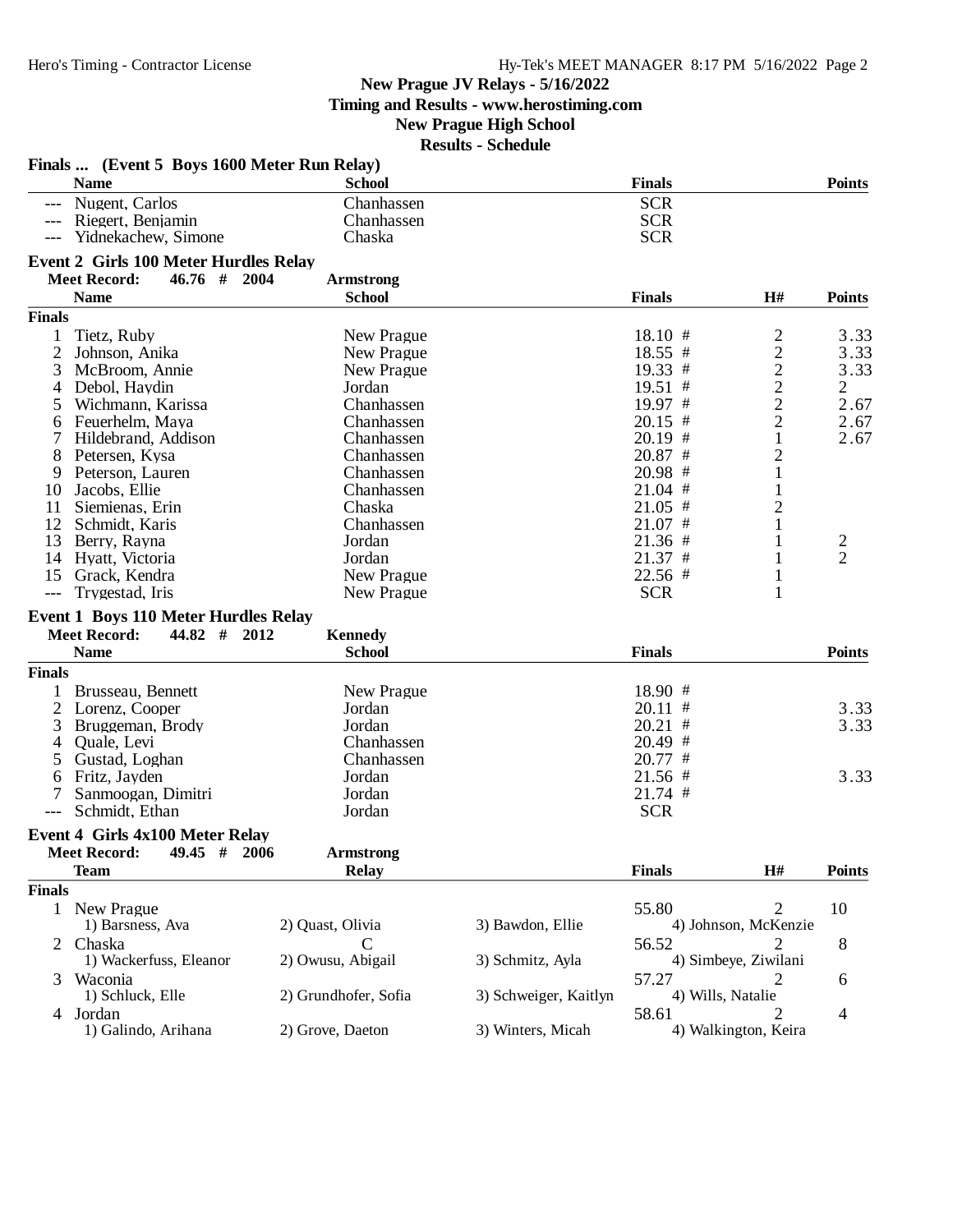**New Prague JV Relays - 5/16/2022**
**Timing and Results - www.herostiming.com**
**New Prague High School**
**Results - Schedule**

### Finals ... (Event 5 Boys 1600 Meter Run Relay)

| | Name | School | Finals | Points |
|---|---|---|---|---|
| --- | Nugent, Carlos | Chanhassen | SCR | |
| --- | Riegert, Benjamin | Chanhassen | SCR | |
| --- | Yidnekachew, Simone | Chaska | SCR | |

### Event 2 Girls 100 Meter Hurdles Relay

**Meet Record:** 46.76 # 2004 **Armstrong**

**Finals**

| | Name | School | Finals | H# | Points |
|---|---|---|---|---|---|
| 1 | Tietz, Ruby | New Prague | 18.10 # | 2 | 3.33 |
| 2 | Johnson, Anika | New Prague | 18.55 # | 2 | 3.33 |
| 3 | McBroom, Annie | New Prague | 19.33 # | 2 | 3.33 |
| 4 | Debol, Haydin | Jordan | 19.51 # | 2 | 2 |
| 5 | Wichmann, Karissa | Chanhassen | 19.97 # | 2 | 2.67 |
| 6 | Feuerhelm, Maya | Chanhassen | 20.15 # | 2 | 2.67 |
| 7 | Hildebrand, Addison | Chanhassen | 20.19 # | 1 | 2.67 |
| 8 | Petersen, Kysa | Chanhassen | 20.87 # | 2 | |
| 9 | Peterson, Lauren | Chanhassen | 20.98 # | 1 | |
| 10 | Jacobs, Ellie | Chanhassen | 21.04 # | 1 | |
| 11 | Siemienas, Erin | Chaska | 21.05 # | 2 | |
| 12 | Schmidt, Karis | Chanhassen | 21.07 # | 1 | |
| 13 | Berry, Rayna | Jordan | 21.36 # | 1 | 2 |
| 14 | Hyatt, Victoria | Jordan | 21.37 # | 1 | 2 |
| 15 | Grack, Kendra | New Prague | 22.56 # | 1 | |
| --- | Trygestad, Iris | New Prague | SCR | 1 | |

### Event 1 Boys 110 Meter Hurdles Relay

**Meet Record:** 44.82 # 2012 **Kennedy**

**Finals**

| | Name | School | Finals | Points |
|---|---|---|---|---|
| 1 | Brusseau, Bennett | New Prague | 18.90 # | |
| 2 | Lorenz, Cooper | Jordan | 20.11 # | 3.33 |
| 3 | Bruggeman, Brody | Jordan | 20.21 # | 3.33 |
| 4 | Quale, Levi | Chanhassen | 20.49 # | |
| 5 | Gustad, Loghan | Chanhassen | 20.77 # | |
| 6 | Fritz, Jayden | Jordan | 21.56 # | 3.33 |
| 7 | Sanmoogan, Dimitri | Jordan | 21.74 # | |
| --- | Schmidt, Ethan | Jordan | SCR | |

### Event 4 Girls 4x100 Meter Relay

**Meet Record:** 49.45 # 2006 **Armstrong**

**Finals**

| | Team | Relay | | Finals | H# | Points |
|---|---|---|---|---|---|---|
| 1 | New Prague | | | 55.80 | 2 | 10 |
| | 1) Barsness, Ava | 2) Quast, Olivia | 3) Bawdon, Ellie | 4) Johnson, McKenzie | | |
| 2 | Chaska | C | | 56.52 | 2 | 8 |
| | 1) Wackerfuss, Eleanor | 2) Owusu, Abigail | 3) Schmitz, Ayla | 4) Simbeye, Ziwilani | | |
| 3 | Waconia | | | 57.27 | 2 | 6 |
| | 1) Schluck, Elle | 2) Grundhofer, Sofia | 3) Schweiger, Kaitlyn | 4) Wills, Natalie | | |
| 4 | Jordan | | | 58.61 | 2 | 4 |
| | 1) Galindo, Arihana | 2) Grove, Daeton | 3) Winters, Micah | 4) Walkington, Keira | | |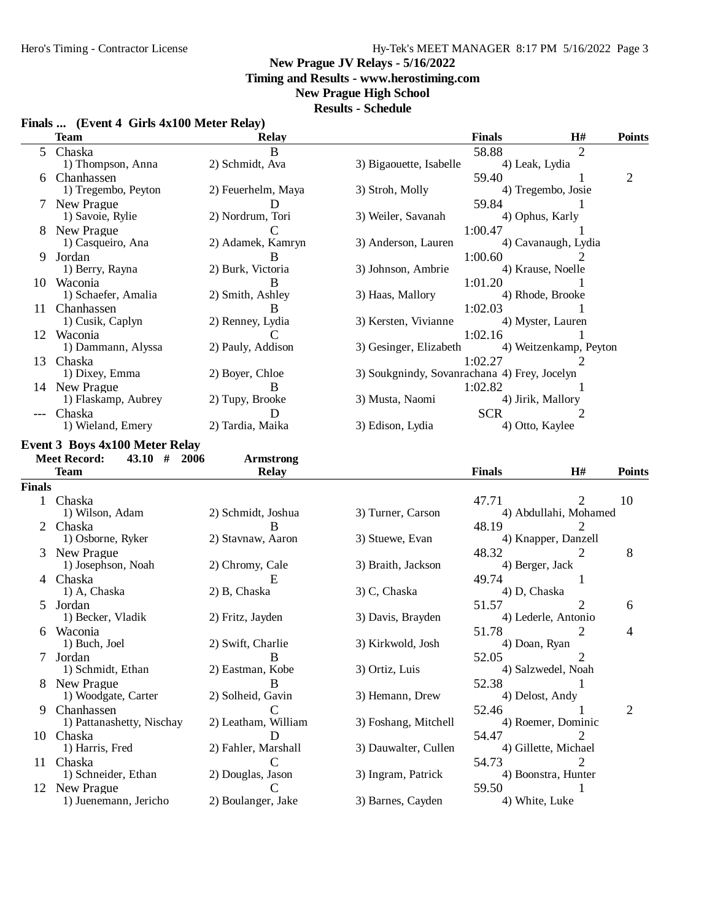## New Prague JV Relays - 5/16/2022
**Timing and Results - www.herostiming.com**
**New Prague High School**
**Results - Schedule**

### Finals ... (Event 4 Girls 4x100 Meter Relay)

| | Team | Relay | | Finals | H# | Points |
|---|---|---|---|---|---|---|
| 5 | Chaska | B | | 58.88 | 2 | |
| | 1) Thompson, Anna | 2) Schmidt, Ava | 3) Bigaouette, Isabelle | 4) Leak, Lydia | | |
| 6 | Chanhassen | | | 59.40 | 1 | 2 |
| | 1) Tregembo, Peyton | 2) Feuerhelm, Maya | 3) Stroh, Molly | 4) Tregembo, Josie | | |
| 7 | New Prague | D | | 59.84 | 1 | |
| | 1) Savoie, Rylie | 2) Nordrum, Tori | 3) Weiler, Savanah | 4) Ophus, Karly | | |
| 8 | New Prague | C | | 1:00.47 | 1 | |
| | 1) Casqueiro, Ana | 2) Adamek, Kamryn | 3) Anderson, Lauren | 4) Cavanaugh, Lydia | | |
| 9 | Jordan | B | | 1:00.60 | 2 | |
| | 1) Berry, Rayna | 2) Burk, Victoria | 3) Johnson, Ambrie | 4) Krause, Noelle | | |
| 10 | Waconia | B | | 1:01.20 | 1 | |
| | 1) Schaefer, Amalia | 2) Smith, Ashley | 3) Haas, Mallory | 4) Rhode, Brooke | | |
| 11 | Chanhassen | B | | 1:02.03 | 1 | |
| | 1) Cusik, Caplyn | 2) Renney, Lydia | 3) Kersten, Vivianne | 4) Myster, Lauren | | |
| 12 | Waconia | C | | 1:02.16 | 1 | |
| | 1) Dammann, Alyssa | 2) Pauly, Addison | 3) Gesinger, Elizabeth | 4) Weitzenkamp, Peyton | | |
| 13 | Chaska | C | | 1:02.27 | 2 | |
| | 1) Dixey, Emma | 2) Boyer, Chloe | 3) Soukgnindy, Sovanrachana | 4) Frey, Jocelyn | | |
| 14 | New Prague | B | | 1:02.82 | 1 | |
| | 1) Flaskamp, Aubrey | 2) Tupy, Brooke | 3) Musta, Naomi | 4) Jirik, Mallory | | |
| --- | Chaska | D | | SCR | 2 | |
| | 1) Wieland, Emery | 2) Tardia, Maika | 3) Edison, Lydia | 4) Otto, Kaylee | | |

### Event 3 Boys 4x100 Meter Relay

**Meet Record: 43.10 # 2006 Armstrong**

| | Team | Relay | | Finals | H# | Points |
|---|---|---|---|---|---|---|
| **Finals** | | | | | | |
| 1 | Chaska | | | 47.71 | 2 | 10 |
| | 1) Wilson, Adam | 2) Schmidt, Joshua | 3) Turner, Carson | 4) Abdullahi, Mohamed | | |
| 2 | Chaska | B | | 48.19 | 2 | |
| | 1) Osborne, Ryker | 2) Stavnaw, Aaron | 3) Stuewe, Evan | 4) Knapper, Danzell | | |
| 3 | New Prague | | | 48.32 | 2 | 8 |
| | 1) Josephson, Noah | 2) Chromy, Cale | 3) Braith, Jackson | 4) Berger, Jack | | |
| 4 | Chaska | E | | 49.74 | 1 | |
| | 1) A, Chaska | 2) B, Chaska | 3) C, Chaska | 4) D, Chaska | | |
| 5 | Jordan | | | 51.57 | 2 | 6 |
| | 1) Becker, Vladik | 2) Fritz, Jayden | 3) Davis, Brayden | 4) Lederle, Antonio | | |
| 6 | Waconia | | | 51.78 | 2 | 4 |
| | 1) Buch, Joel | 2) Swift, Charlie | 3) Kirkwold, Josh | 4) Doan, Ryan | | |
| 7 | Jordan | B | | 52.05 | 2 | |
| | 1) Schmidt, Ethan | 2) Eastman, Kobe | 3) Ortiz, Luis | 4) Salzwedel, Noah | | |
| 8 | New Prague | B | | 52.38 | 1 | |
| | 1) Woodgate, Carter | 2) Solheid, Gavin | 3) Hemann, Drew | 4) Delost, Andy | | |
| 9 | Chanhassen | C | | 52.46 | 1 | 2 |
| | 1) Pattanashetty, Nischay | 2) Leatham, William | 3) Foshang, Mitchell | 4) Roemer, Dominic | | |
| 10 | Chaska | D | | 54.47 | 2 | |
| | 1) Harris, Fred | 2) Fahler, Marshall | 3) Dauwalter, Cullen | 4) Gillette, Michael | | |
| 11 | Chaska | C | | 54.73 | 2 | |
| | 1) Schneider, Ethan | 2) Douglas, Jason | 3) Ingram, Patrick | 4) Boonstra, Hunter | | |
| 12 | New Prague | C | | 59.50 | 1 | |
| | 1) Juenemann, Jericho | 2) Boulanger, Jake | 3) Barnes, Cayden | 4) White, Luke | | |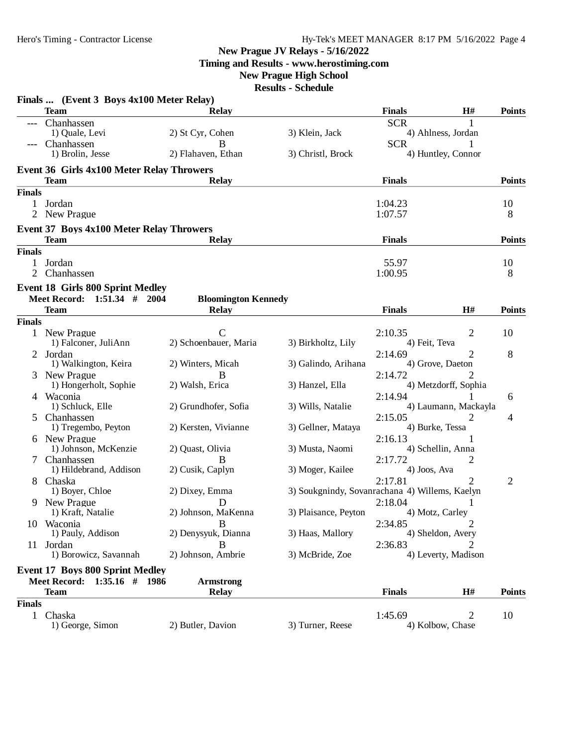New Prague JV Relays - 5/16/2022
Timing and Results - www.herostiming.com
New Prague High School
Results - Schedule

## Finals ... (Event 3 Boys 4x100 Meter Relay)

| | Team | Relay | | Finals | H# | Points |
|---|---|---|---|---|---|---|
| --- | Chanhassen | | | SCR | 1 | |
| | 1) Quale, Levi | 2) St Cyr, Cohen | 3) Klein, Jack | 4) Ahlness, Jordan | | |
| --- | Chanhassen | B | | SCR | 1 | |
| | 1) Brolin, Jesse | 2) Flahaven, Ethan | 3) Christl, Brock | 4) Huntley, Connor | | |

## Event 36 Girls 4x100 Meter Relay Throwers

| | Team | Relay | Finals | Points |
|---|---|---|---|---|
| **Finals** | | | | |
| 1 | Jordan | | 1:04.23 | 10 |
| 2 | New Prague | | 1:07.57 | 8 |

## Event 37 Boys 4x100 Meter Relay Throwers

| | Team | Relay | Finals | Points |
|---|---|---|---|---|
| **Finals** | | | | |
| 1 | Jordan | | 55.97 | 10 |
| 2 | Chanhassen | | 1:00.95 | 8 |

## Event 18 Girls 800 Sprint Medley

Meet Record: 1:51.34 # 2004 Bloomington Kennedy

| | Team | Relay | | Finals | H# | Points |
|---|---|---|---|---|---|---|
| **Finals** | | | | | | |
| 1 | New Prague | C | | 2:10.35 | 2 | 10 |
| | 1) Falconer, JuliAnn | 2) Schoenbauer, Maria | 3) Birkholtz, Lily | 4) Feit, Teva | | |
| 2 | Jordan | | | 2:14.69 | 2 | 8 |
| | 1) Walkington, Keira | 2) Winters, Micah | 3) Galindo, Arihana | 4) Grove, Daeton | | |
| 3 | New Prague | B | | 2:14.72 | 2 | |
| | 1) Hongerholt, Sophie | 2) Walsh, Erica | 3) Hanzel, Ella | 4) Metzdorff, Sophia | | |
| 4 | Waconia | | | 2:14.94 | 1 | 6 |
| | 1) Schluck, Elle | 2) Grundhofer, Sofia | 3) Wills, Natalie | 4) Laumann, Mackayla | | |
| 5 | Chanhassen | | | 2:15.05 | 2 | 4 |
| | 1) Tregembo, Peyton | 2) Kersten, Vivianne | 3) Gellner, Mataya | 4) Burke, Tessa | | |
| 6 | New Prague | | | 2:16.13 | 1 | |
| | 1) Johnson, McKenzie | 2) Quast, Olivia | 3) Musta, Naomi | 4) Schellin, Anna | | |
| 7 | Chanhassen | B | | 2:17.72 | 2 | |
| | 1) Hildebrand, Addison | 2) Cusik, Caplyn | 3) Moger, Kailee | 4) Joos, Ava | | |
| 8 | Chaska | | | 2:17.81 | 2 | 2 |
| | 1) Boyer, Chloe | 2) Dixey, Emma | 3) Soukgnindy, Sovanrachana | 4) Willems, Kaelyn | | |
| 9 | New Prague | D | | 2:18.04 | 1 | |
| | 1) Kraft, Natalie | 2) Johnson, MaKenna | 3) Plaisance, Peyton | 4) Motz, Carley | | |
| 10 | Waconia | B | | 2:34.85 | 2 | |
| | 1) Pauly, Addison | 2) Denysyuk, Dianna | 3) Haas, Mallory | 4) Sheldon, Avery | | |
| 11 | Jordan | B | | 2:36.83 | 2 | |
| | 1) Borowicz, Savannah | 2) Johnson, Ambrie | 3) McBride, Zoe | 4) Leverty, Madison | | |

## Event 17 Boys 800 Sprint Medley

Meet Record: 1:35.16 # 1986 Armstrong

| | Team | Relay | | Finals | H# | Points |
|---|---|---|---|---|---|---|
| **Finals** | | | | | | |
| 1 | Chaska | | | 1:45.69 | 2 | 10 |
| | 1) George, Simon | 2) Butler, Davion | 3) Turner, Reese | 4) Kolbow, Chase | | |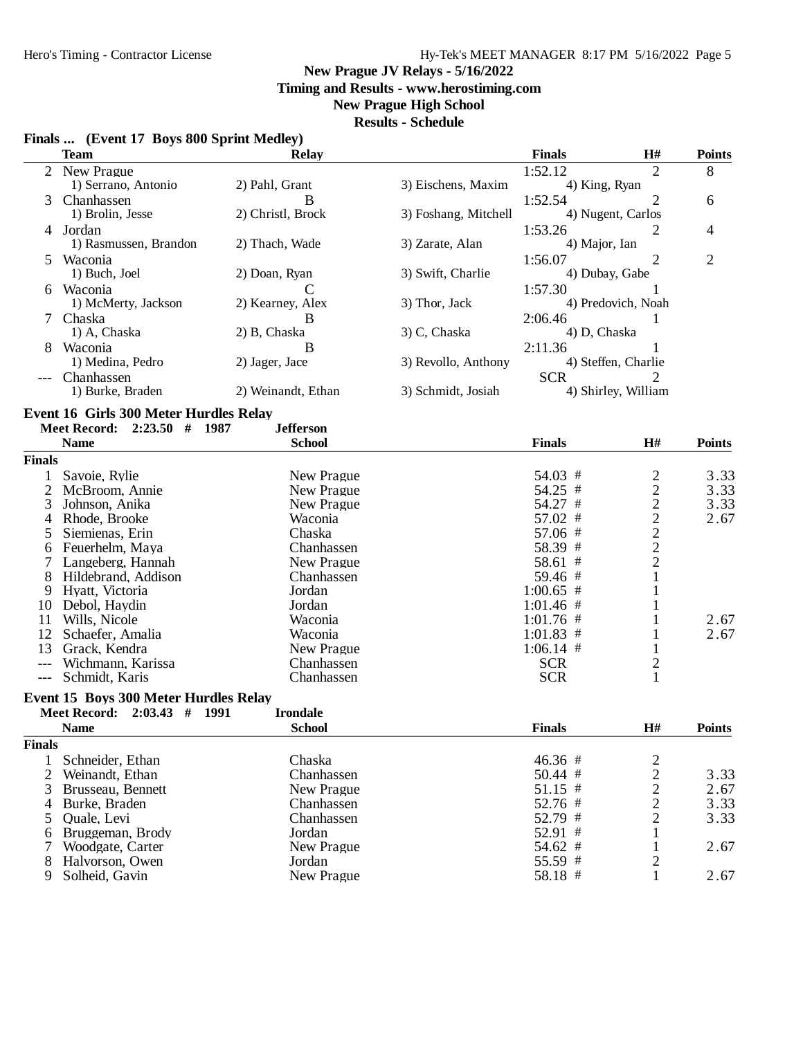# New Prague JV Relays - 5/16/2022

**Timing and Results - www.herostiming.com**

**New Prague High School**

**Results - Schedule**

### Finals ... (Event 17 Boys 800 Sprint Medley)

| | Team | Relay | | Finals | H# | Points |
|---|---|---|---|---|---|---|
| 2 | New Prague | | | 1:52.12 | 2 | 8 |
| | 1) Serrano, Antonio | 2) Pahl, Grant | 3) Eischens, Maxim | 4) King, Ryan | | |
| 3 | Chanhassen | B | | 1:52.54 | 2 | 6 |
| | 1) Brolin, Jesse | 2) Christl, Brock | 3) Foshang, Mitchell | 4) Nugent, Carlos | | |
| 4 | Jordan | | | 1:53.26 | 2 | 4 |
| | 1) Rasmussen, Brandon | 2) Thach, Wade | 3) Zarate, Alan | 4) Major, Ian | | |
| 5 | Waconia | | | 1:56.07 | 2 | 2 |
| | 1) Buch, Joel | 2) Doan, Ryan | 3) Swift, Charlie | 4) Dubay, Gabe | | |
| 6 | Waconia | C | | 1:57.30 | 1 | |
| | 1) McMerty, Jackson | 2) Kearney, Alex | 3) Thor, Jack | 4) Predovich, Noah | | |
| 7 | Chaska | B | | 2:06.46 | 1 | |
| | 1) A, Chaska | 2) B, Chaska | 3) C, Chaska | 4) D, Chaska | | |
| 8 | Waconia | B | | 2:11.36 | 1 | |
| | 1) Medina, Pedro | 2) Jager, Jace | 3) Revollo, Anthony | 4) Steffen, Charlie | | |
| --- | Chanhassen | | | SCR | 2 | |
| | 1) Burke, Braden | 2) Weinandt, Ethan | 3) Schmidt, Josiah | 4) Shirley, William | | |

### Event 16 Girls 300 Meter Hurdles Relay

**Meet Record: 2:23.50 # 1987 Jefferson**

| | Name | School | Finals | H# | Points |
|---|---|---|---|---|---|
| **Finals** | | | | | |
| 1 | Savoie, Rylie | New Prague | 54.03 # | 2 | 3.33 |
| 2 | McBroom, Annie | New Prague | 54.25 # | 2 | 3.33 |
| 3 | Johnson, Anika | New Prague | 54.27 # | 2 | 3.33 |
| 4 | Rhode, Brooke | Waconia | 57.02 # | 2 | 2.67 |
| 5 | Siemienas, Erin | Chaska | 57.06 # | 2 | |
| 6 | Feuerhelm, Maya | Chanhassen | 58.39 # | 2 | |
| 7 | Langeberg, Hannah | New Prague | 58.61 # | 2 | |
| 8 | Hildebrand, Addison | Chanhassen | 59.46 # | 1 | |
| 9 | Hyatt, Victoria | Jordan | 1:00.65 # | 1 | |
| 10 | Debol, Haydin | Jordan | 1:01.46 # | 1 | |
| 11 | Wills, Nicole | Waconia | 1:01.76 # | 1 | 2.67 |
| 12 | Schaefer, Amalia | Waconia | 1:01.83 # | 1 | 2.67 |
| 13 | Grack, Kendra | New Prague | 1:06.14 # | 1 | |
| --- | Wichmann, Karissa | Chanhassen | SCR | 2 | |
| --- | Schmidt, Karis | Chanhassen | SCR | 1 | |

### Event 15 Boys 300 Meter Hurdles Relay

**Meet Record: 2:03.43 # 1991 Irondale**

| | Name | School | Finals | H# | Points |
|---|---|---|---|---|---|
| **Finals** | | | | | |
| 1 | Schneider, Ethan | Chaska | 46.36 # | 2 | |
| 2 | Weinandt, Ethan | Chanhassen | 50.44 # | 2 | 3.33 |
| 3 | Brusseau, Bennett | New Prague | 51.15 # | 2 | 2.67 |
| 4 | Burke, Braden | Chanhassen | 52.76 # | 2 | 3.33 |
| 5 | Quale, Levi | Chanhassen | 52.79 # | 2 | 3.33 |
| 6 | Bruggeman, Brody | Jordan | 52.91 # | 1 | |
| 7 | Woodgate, Carter | New Prague | 54.62 # | 1 | 2.67 |
| 8 | Halvorson, Owen | Jordan | 55.59 # | 2 | |
| 9 | Solheid, Gavin | New Prague | 58.18 # | 1 | 2.67 |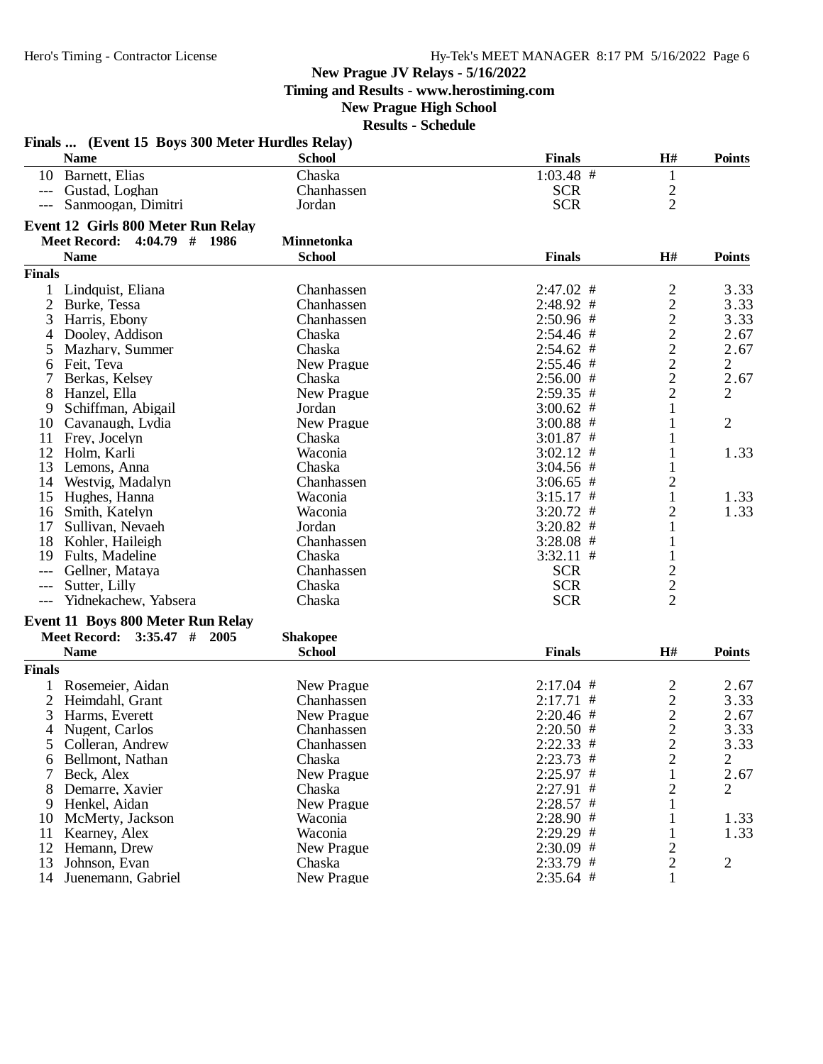# New Prague JV Relays - 5/16/2022

**Timing and Results - www.herostiming.com**

**New Prague High School**

**Results - Schedule**

## Finals ... (Event 15 Boys 300 Meter Hurdles Relay)

| | Name | School | Finals | H# | Points |
|---|---|---|---|---|---|
| 10 | Barnett, Elias | Chaska | 1:03.48 # | 1 | |
| --- | Gustad, Loghan | Chanhassen | SCR | 2 | |
| --- | Sanmoogan, Dimitri | Jordan | SCR | 2 | |

## Event 12 Girls 800 Meter Run Relay

**Meet Record: 4:04.79 # 1986 Minnetonka**

| | Name | School | Finals | H# | Points |
|---|---|---|---|---|---|
| **Finals** | | | | | |
| 1 | Lindquist, Eliana | Chanhassen | 2:47.02 # | 2 | 3.33 |
| 2 | Burke, Tessa | Chanhassen | 2:48.92 # | 2 | 3.33 |
| 3 | Harris, Ebony | Chanhassen | 2:50.96 # | 2 | 3.33 |
| 4 | Dooley, Addison | Chaska | 2:54.46 # | 2 | 2.67 |
| 5 | Mazhary, Summer | Chaska | 2:54.62 # | 2 | 2.67 |
| 6 | Feit, Teva | New Prague | 2:55.46 # | 2 | 2 |
| 7 | Berkas, Kelsey | Chaska | 2:56.00 # | 2 | 2.67 |
| 8 | Hanzel, Ella | New Prague | 2:59.35 # | 2 | 2 |
| 9 | Schiffman, Abigail | Jordan | 3:00.62 # | 1 | |
| 10 | Cavanaugh, Lydia | New Prague | 3:00.88 # | 1 | 2 |
| 11 | Frey, Jocelyn | Chaska | 3:01.87 # | 1 | |
| 12 | Holm, Karli | Waconia | 3:02.12 # | 1 | 1.33 |
| 13 | Lemons, Anna | Chaska | 3:04.56 # | 1 | |
| 14 | Westvig, Madalyn | Chanhassen | 3:06.65 # | 2 | |
| 15 | Hughes, Hanna | Waconia | 3:15.17 # | 1 | 1.33 |
| 16 | Smith, Katelyn | Waconia | 3:20.72 # | 2 | 1.33 |
| 17 | Sullivan, Nevaeh | Jordan | 3:20.82 # | 1 | |
| 18 | Kohler, Haileigh | Chanhassen | 3:28.08 # | 1 | |
| 19 | Fults, Madeline | Chaska | 3:32.11 # | 1 | |
| --- | Gellner, Mataya | Chanhassen | SCR | 2 | |
| --- | Sutter, Lilly | Chaska | SCR | 2 | |
| --- | Yidnekachew, Yabsera | Chaska | SCR | 2 | |

## Event 11 Boys 800 Meter Run Relay

**Meet Record: 3:35.47 # 2005 Shakopee**

| | Name | School | Finals | H# | Points |
|---|---|---|---|---|---|
| **Finals** | | | | | |
| 1 | Rosemeier, Aidan | New Prague | 2:17.04 # | 2 | 2.67 |
| 2 | Heimdahl, Grant | Chanhassen | 2:17.71 # | 2 | 3.33 |
| 3 | Harms, Everett | New Prague | 2:20.46 # | 2 | 2.67 |
| 4 | Nugent, Carlos | Chanhassen | 2:20.50 # | 2 | 3.33 |
| 5 | Colleran, Andrew | Chanhassen | 2:22.33 # | 2 | 3.33 |
| 6 | Bellmont, Nathan | Chaska | 2:23.73 # | 2 | 2 |
| 7 | Beck, Alex | New Prague | 2:25.97 # | 1 | 2.67 |
| 8 | Demarre, Xavier | Chaska | 2:27.91 # | 2 | 2 |
| 9 | Henkel, Aidan | New Prague | 2:28.57 # | 1 | |
| 10 | McMerty, Jackson | Waconia | 2:28.90 # | 1 | 1.33 |
| 11 | Kearney, Alex | Waconia | 2:29.29 # | 1 | 1.33 |
| 12 | Hemann, Drew | New Prague | 2:30.09 # | 2 | |
| 13 | Johnson, Evan | Chaska | 2:33.79 # | 2 | 2 |
| 14 | Juenemann, Gabriel | New Prague | 2:35.64 # | 1 | |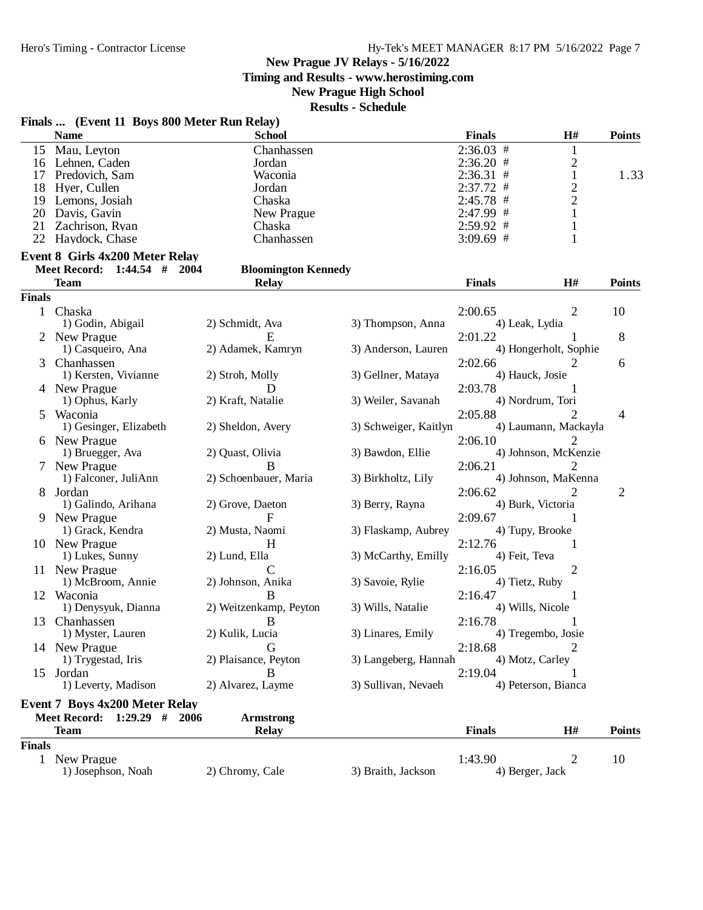New Prague JV Relays - 5/16/2022
Timing and Results - www.herostiming.com
New Prague High School
Results - Schedule

### Finals ... (Event 11 Boys 800 Meter Run Relay)

| | Name | School | Finals | H# | Points |
|---|---|---|---|---|---|
| 15 | Mau, Leyton | Chanhassen | 2:36.03 # | 1 | |
| 16 | Lehnen, Caden | Jordan | 2:36.20 # | 2 | |
| 17 | Predovich, Sam | Waconia | 2:36.31 # | 1 | 1.33 |
| 18 | Hyer, Cullen | Jordan | 2:37.72 # | 2 | |
| 19 | Lemons, Josiah | Chaska | 2:45.78 # | 2 | |
| 20 | Davis, Gavin | New Prague | 2:47.99 # | 1 | |
| 21 | Zachrison, Ryan | Chaska | 2:59.92 # | 1 | |
| 22 | Haydock, Chase | Chanhassen | 3:09.69 # | 1 | |

### Event 8 Girls 4x200 Meter Relay

**Meet Record: 1:44.54 # 2004 Bloomington Kennedy**

| | Team | Relay | | Finals | H# | Points |
|---|---|---|---|---|---|---|
| **Finals** | | | | | | |
| 1 | Chaska | | | 2:00.65 | 2 | 10 |
| | 1) Godin, Abigail | 2) Schmidt, Ava | 3) Thompson, Anna | 4) Leak, Lydia | | |
| 2 | New Prague | E | | 2:01.22 | 1 | 8 |
| | 1) Casqueiro, Ana | 2) Adamek, Kamryn | 3) Anderson, Lauren | 4) Hongerholt, Sophie | | |
| 3 | Chanhassen | | | 2:02.66 | 2 | 6 |
| | 1) Kersten, Vivianne | 2) Stroh, Molly | 3) Gellner, Mataya | 4) Hauck, Josie | | |
| 4 | New Prague | D | | 2:03.78 | 1 | |
| | 1) Ophus, Karly | 2) Kraft, Natalie | 3) Weiler, Savanah | 4) Nordrum, Tori | | |
| 5 | Waconia | | | 2:05.88 | 2 | 4 |
| | 1) Gesinger, Elizabeth | 2) Sheldon, Avery | 3) Schweiger, Kaitlyn | 4) Laumann, Mackayla | | |
| 6 | New Prague | | | 2:06.10 | 2 | |
| | 1) Bruegger, Ava | 2) Quast, Olivia | 3) Bawdon, Ellie | 4) Johnson, McKenzie | | |
| 7 | New Prague | B | | 2:06.21 | 2 | |
| | 1) Falconer, JuliAnn | 2) Schoenbauer, Maria | 3) Birkholtz, Lily | 4) Johnson, MaKenna | | |
| 8 | Jordan | | | 2:06.62 | 2 | 2 |
| | 1) Galindo, Arihana | 2) Grove, Daeton | 3) Berry, Rayna | 4) Burk, Victoria | | |
| 9 | New Prague | F | | 2:09.67 | 1 | |
| | 1) Grack, Kendra | 2) Musta, Naomi | 3) Flaskamp, Aubrey | 4) Tupy, Brooke | | |
| 10 | New Prague | H | | 2:12.76 | 1 | |
| | 1) Lukes, Sunny | 2) Lund, Ella | 3) McCarthy, Emilly | 4) Feit, Teva | | |
| 11 | New Prague | C | | 2:16.05 | 2 | |
| | 1) McBroom, Annie | 2) Johnson, Anika | 3) Savoie, Rylie | 4) Tietz, Ruby | | |
| 12 | Waconia | B | | 2:16.47 | 1 | |
| | 1) Denysyuk, Dianna | 2) Weitzenkamp, Peyton | 3) Wills, Natalie | 4) Wills, Nicole | | |
| 13 | Chanhassen | B | | 2:16.78 | 1 | |
| | 1) Myster, Lauren | 2) Kulik, Lucia | 3) Linares, Emily | 4) Tregembo, Josie | | |
| 14 | New Prague | G | | 2:18.68 | 2 | |
| | 1) Trygestad, Iris | 2) Plaisance, Peyton | 3) Langeberg, Hannah | 4) Motz, Carley | | |
| 15 | Jordan | B | | 2:19.04 | 1 | |
| | 1) Leverty, Madison | 2) Alvarez, Layme | 3) Sullivan, Nevaeh | 4) Peterson, Bianca | | |

### Event 7 Boys 4x200 Meter Relay

**Meet Record: 1:29.29 # 2006 Armstrong**

| | Team | Relay | | Finals | H# | Points |
|---|---|---|---|---|---|---|
| **Finals** | | | | | | |
| 1 | New Prague | | | 1:43.90 | 2 | 10 |
| | 1) Josephson, Noah | 2) Chromy, Cale | 3) Braith, Jackson | 4) Berger, Jack | | |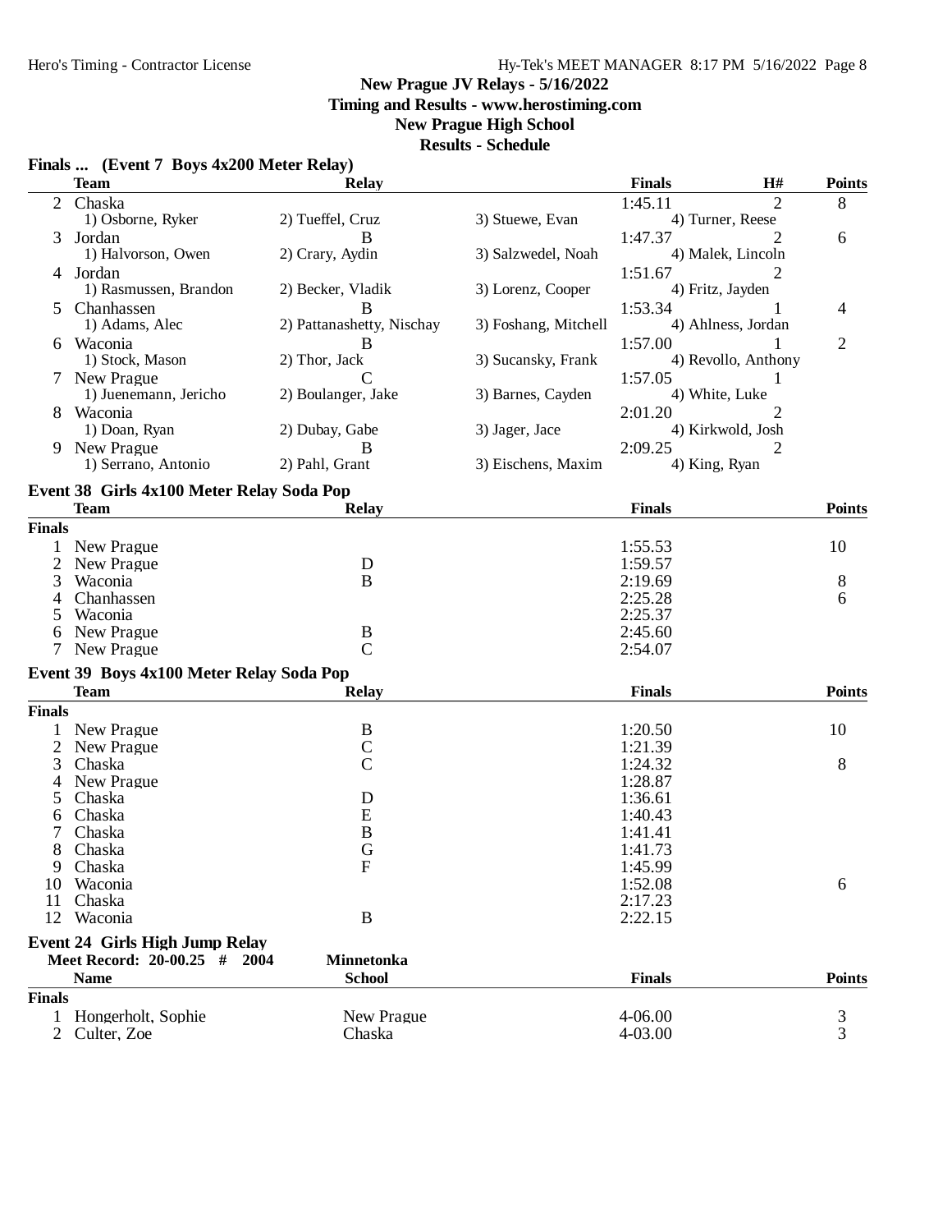# New Prague JV Relays - 5/16/2022

**Timing and Results - www.herostiming.com**

**New Prague High School**

**Results - Schedule**

## Finals ... (Event 7 Boys 4x200 Meter Relay)

| | Team | Relay | | Finals | H# | Points |
|---|---|---|---|---|---|---|
| 2 | Chaska | | | 1:45.11 | 2 | 8 |
| | 1) Osborne, Ryker | 2) Tueffel, Cruz | 3) Stuewe, Evan | 4) Turner, Reese | | |
| 3 | Jordan | B | | 1:47.37 | 2 | 6 |
| | 1) Halvorson, Owen | 2) Crary, Aydin | 3) Salzwedel, Noah | 4) Malek, Lincoln | | |
| 4 | Jordan | | | 1:51.67 | 2 | |
| | 1) Rasmussen, Brandon | 2) Becker, Vladik | 3) Lorenz, Cooper | 4) Fritz, Jayden | | |
| 5 | Chanhassen | B | | 1:53.34 | 1 | 4 |
| | 1) Adams, Alec | 2) Pattanashetty, Nischay | 3) Foshang, Mitchell | 4) Ahlness, Jordan | | |
| 6 | Waconia | B | | 1:57.00 | 1 | 2 |
| | 1) Stock, Mason | 2) Thor, Jack | 3) Sucansky, Frank | 4) Revollo, Anthony | | |
| 7 | New Prague | C | | 1:57.05 | 1 | |
| | 1) Juenemann, Jericho | 2) Boulanger, Jake | 3) Barnes, Cayden | 4) White, Luke | | |
| 8 | Waconia | | | 2:01.20 | 2 | |
| | 1) Doan, Ryan | 2) Dubay, Gabe | 3) Jager, Jace | 4) Kirkwold, Josh | | |
| 9 | New Prague | B | | 2:09.25 | 2 | |
| | 1) Serrano, Antonio | 2) Pahl, Grant | 3) Eischens, Maxim | 4) King, Ryan | | |

## Event 38 Girls 4x100 Meter Relay Soda Pop

| | Team | Relay | Finals | Points |
|---|---|---|---|---|
| **Finals** | | | | |
| 1 | New Prague | | 1:55.53 | 10 |
| 2 | New Prague | D | 1:59.57 | |
| 3 | Waconia | B | 2:19.69 | 8 |
| 4 | Chanhassen | | 2:25.28 | 6 |
| 5 | Waconia | | 2:25.37 | |
| 6 | New Prague | B | 2:45.60 | |
| 7 | New Prague | C | 2:54.07 | |

## Event 39 Boys 4x100 Meter Relay Soda Pop

| | Team | Relay | Finals | Points |
|---|---|---|---|---|
| **Finals** | | | | |
| 1 | New Prague | B | 1:20.50 | 10 |
| 2 | New Prague | C | 1:21.39 | |
| 3 | Chaska | C | 1:24.32 | 8 |
| 4 | New Prague | | 1:28.87 | |
| 5 | Chaska | D | 1:36.61 | |
| 6 | Chaska | E | 1:40.43 | |
| 7 | Chaska | B | 1:41.41 | |
| 8 | Chaska | G | 1:41.73 | |
| 9 | Chaska | F | 1:45.99 | |
| 10 | Waconia | | 1:52.08 | 6 |
| 11 | Chaska | | 2:17.23 | |
| 12 | Waconia | B | 2:22.15 | |

## Event 24 Girls High Jump Relay

**Meet Record: 20-00.25 # 2004 Minnetonka**

| | Name | School | Finals | Points |
|---|---|---|---|---|
| **Finals** | | | | |
| 1 | Hongerholt, Sophie | New Prague | 4-06.00 | 3 |
| 2 | Culter, Zoe | Chaska | 4-03.00 | 3 |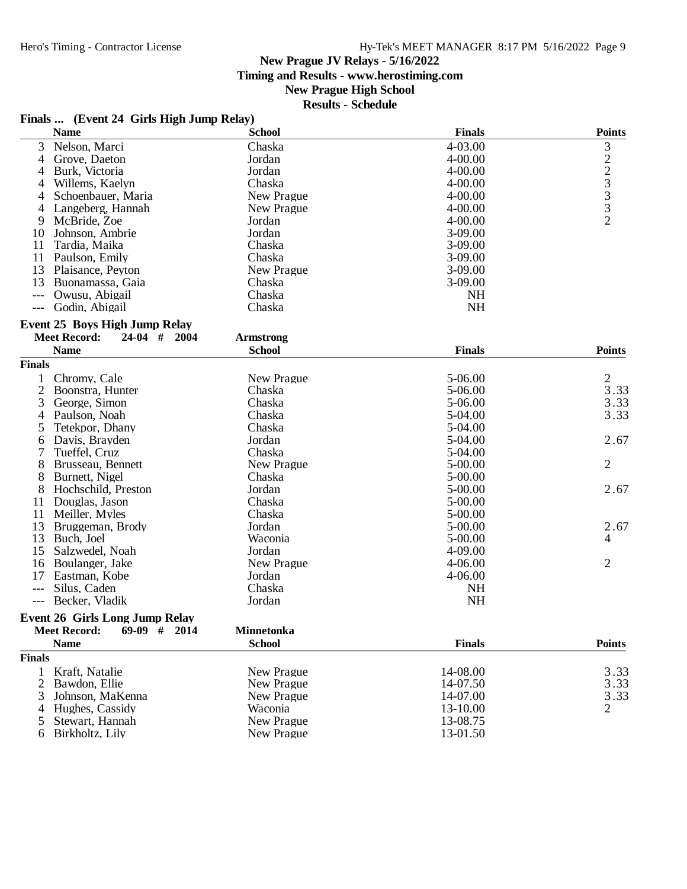## Finals ... (Event 24 Girls High Jump Relay)

| | Name | School | Finals | Points |
|---|---|---|---|---|
| 3 | Nelson, Marci | Chaska | 4-03.00 | 3 |
| 4 | Grove, Daeton | Jordan | 4-00.00 | 2 |
| 4 | Burk, Victoria | Jordan | 4-00.00 | 2 |
| 4 | Willems, Kaelyn | Chaska | 4-00.00 | 3 |
| 4 | Schoenbauer, Maria | New Prague | 4-00.00 | 3 |
| 4 | Langeberg, Hannah | New Prague | 4-00.00 | 3 |
| 9 | McBride, Zoe | Jordan | 4-00.00 | 2 |
| 10 | Johnson, Ambrie | Jordan | 3-09.00 | |
| 11 | Tardia, Maika | Chaska | 3-09.00 | |
| 11 | Paulson, Emily | Chaska | 3-09.00 | |
| 13 | Plaisance, Peyton | New Prague | 3-09.00 | |
| 13 | Buonamassa, Gaia | Chaska | 3-09.00 | |
| --- | Owusu, Abigail | Chaska | NH | |
| --- | Godin, Abigail | Chaska | NH | |

## Event 25 Boys High Jump Relay

**Meet Record:** 24-04 # 2004 **Armstrong**

| | Name | School | Finals | Points |
|---|---|---|---|---|
| **Finals** | | | | |
| 1 | Chromy, Cale | New Prague | 5-06.00 | 2 |
| 2 | Boonstra, Hunter | Chaska | 5-06.00 | 3.33 |
| 3 | George, Simon | Chaska | 5-06.00 | 3.33 |
| 4 | Paulson, Noah | Chaska | 5-04.00 | 3.33 |
| 5 | Tetekpor, Dhany | Chaska | 5-04.00 | |
| 6 | Davis, Brayden | Jordan | 5-04.00 | 2.67 |
| 7 | Tueffel, Cruz | Chaska | 5-04.00 | |
| 8 | Brusseau, Bennett | New Prague | 5-00.00 | 2 |
| 8 | Burnett, Nigel | Chaska | 5-00.00 | |
| 8 | Hochschild, Preston | Jordan | 5-00.00 | 2.67 |
| 11 | Douglas, Jason | Chaska | 5-00.00 | |
| 11 | Meiller, Myles | Chaska | 5-00.00 | |
| 13 | Bruggeman, Brody | Jordan | 5-00.00 | 2.67 |
| 13 | Buch, Joel | Waconia | 5-00.00 | 4 |
| 15 | Salzwedel, Noah | Jordan | 4-09.00 | |
| 16 | Boulanger, Jake | New Prague | 4-06.00 | 2 |
| 17 | Eastman, Kobe | Jordan | 4-06.00 | |
| --- | Silus, Caden | Chaska | NH | |
| --- | Becker, Vladik | Jordan | NH | |

## Event 26 Girls Long Jump Relay

**Meet Record:** 69-09 # 2014 **Minnetonka**

| | Name | School | Finals | Points |
|---|---|---|---|---|
| **Finals** | | | | |
| 1 | Kraft, Natalie | New Prague | 14-08.00 | 3.33 |
| 2 | Bawdon, Ellie | New Prague | 14-07.50 | 3.33 |
| 3 | Johnson, MaKenna | New Prague | 14-07.00 | 3.33 |
| 4 | Hughes, Cassidy | Waconia | 13-10.00 | 2 |
| 5 | Stewart, Hannah | New Prague | 13-08.75 | |
| 6 | Birkholtz, Lily | New Prague | 13-01.50 | |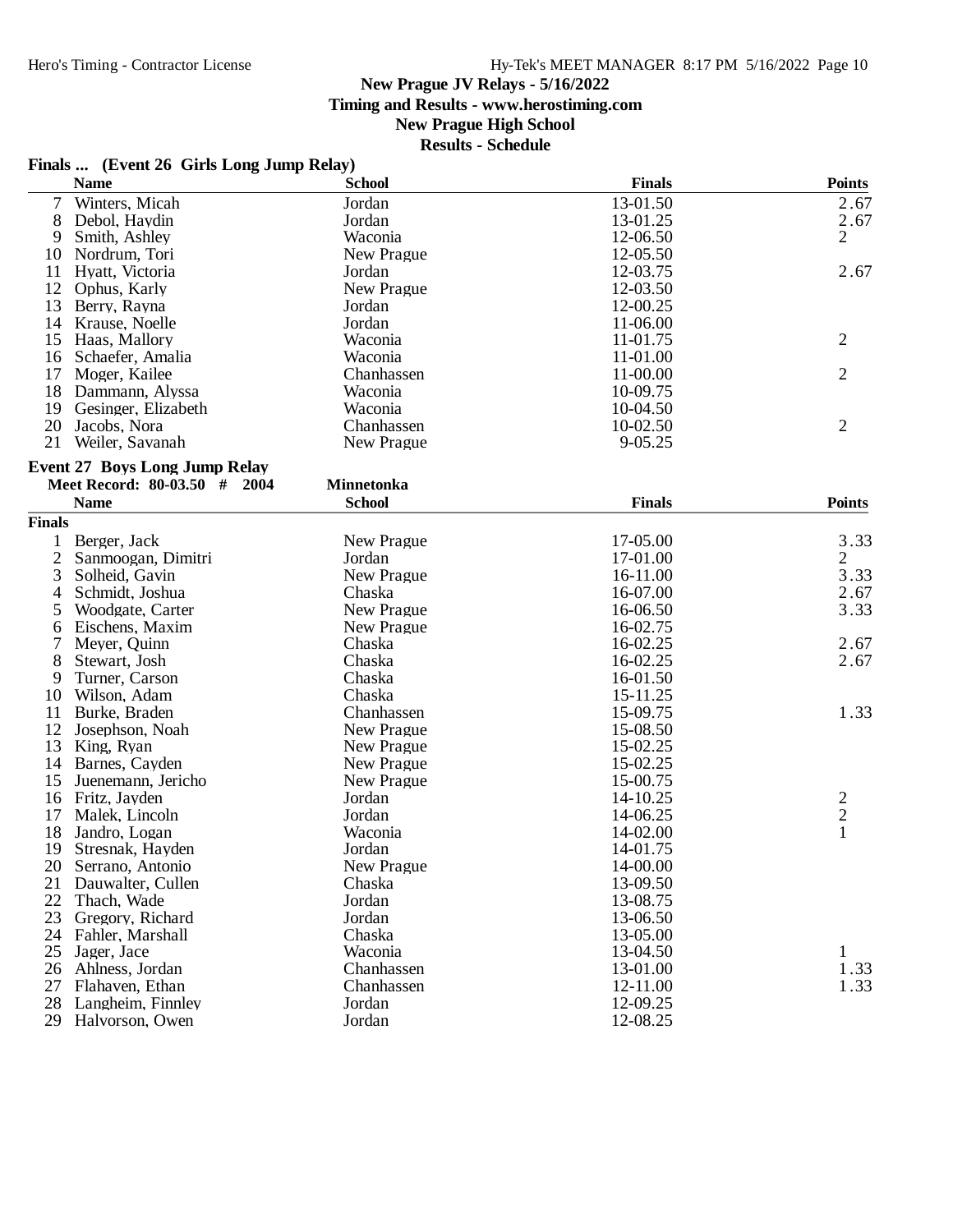# New Prague JV Relays - 5/16/2022

**Timing and Results - www.herostiming.com**

**New Prague High School**

**Results - Schedule**

## Finals ... (Event 26 Girls Long Jump Relay)

| | Name | School | Finals | Points |
|---|---|---|---|---|
| 7 | Winters, Micah | Jordan | 13-01.50 | 2.67 |
| 8 | Debol, Haydin | Jordan | 13-01.25 | 2.67 |
| 9 | Smith, Ashley | Waconia | 12-06.50 | 2 |
| 10 | Nordrum, Tori | New Prague | 12-05.50 | |
| 11 | Hyatt, Victoria | Jordan | 12-03.75 | 2.67 |
| 12 | Ophus, Karly | New Prague | 12-03.50 | |
| 13 | Berry, Rayna | Jordan | 12-00.25 | |
| 14 | Krause, Noelle | Jordan | 11-06.00 | |
| 15 | Haas, Mallory | Waconia | 11-01.75 | 2 |
| 16 | Schaefer, Amalia | Waconia | 11-01.00 | |
| 17 | Moger, Kailee | Chanhassen | 11-00.00 | 2 |
| 18 | Dammann, Alyssa | Waconia | 10-09.75 | |
| 19 | Gesinger, Elizabeth | Waconia | 10-04.50 | |
| 20 | Jacobs, Nora | Chanhassen | 10-02.50 | 2 |
| 21 | Weiler, Savanah | New Prague | 9-05.25 | |

## Event 27 Boys Long Jump Relay

**Meet Record: 80-03.50 # 2004 Minnetonka**

| | Name | School | Finals | Points |
|---|---|---|---|---|
| **Finals** | | | | |
| 1 | Berger, Jack | New Prague | 17-05.00 | 3.33 |
| 2 | Sanmoogan, Dimitri | Jordan | 17-01.00 | 2 |
| 3 | Solheid, Gavin | New Prague | 16-11.00 | 3.33 |
| 4 | Schmidt, Joshua | Chaska | 16-07.00 | 2.67 |
| 5 | Woodgate, Carter | New Prague | 16-06.50 | 3.33 |
| 6 | Eischens, Maxim | New Prague | 16-02.75 | |
| 7 | Meyer, Quinn | Chaska | 16-02.25 | 2.67 |
| 8 | Stewart, Josh | Chaska | 16-02.25 | 2.67 |
| 9 | Turner, Carson | Chaska | 16-01.50 | |
| 10 | Wilson, Adam | Chaska | 15-11.25 | |
| 11 | Burke, Braden | Chanhassen | 15-09.75 | 1.33 |
| 12 | Josephson, Noah | New Prague | 15-08.50 | |
| 13 | King, Ryan | New Prague | 15-02.25 | |
| 14 | Barnes, Cayden | New Prague | 15-02.25 | |
| 15 | Juenemann, Jericho | New Prague | 15-00.75 | |
| 16 | Fritz, Jayden | Jordan | 14-10.25 | 2 |
| 17 | Malek, Lincoln | Jordan | 14-06.25 | 2 |
| 18 | Jandro, Logan | Waconia | 14-02.00 | 1 |
| 19 | Stresnak, Hayden | Jordan | 14-01.75 | |
| 20 | Serrano, Antonio | New Prague | 14-00.00 | |
| 21 | Dauwalter, Cullen | Chaska | 13-09.50 | |
| 22 | Thach, Wade | Jordan | 13-08.75 | |
| 23 | Gregory, Richard | Jordan | 13-06.50 | |
| 24 | Fahler, Marshall | Chaska | 13-05.00 | |
| 25 | Jager, Jace | Waconia | 13-04.50 | 1 |
| 26 | Ahlness, Jordan | Chanhassen | 13-01.00 | 1.33 |
| 27 | Flahaven, Ethan | Chanhassen | 12-11.00 | 1.33 |
| 28 | Langheim, Finnley | Jordan | 12-09.25 | |
| 29 | Halvorson, Owen | Jordan | 12-08.25 | |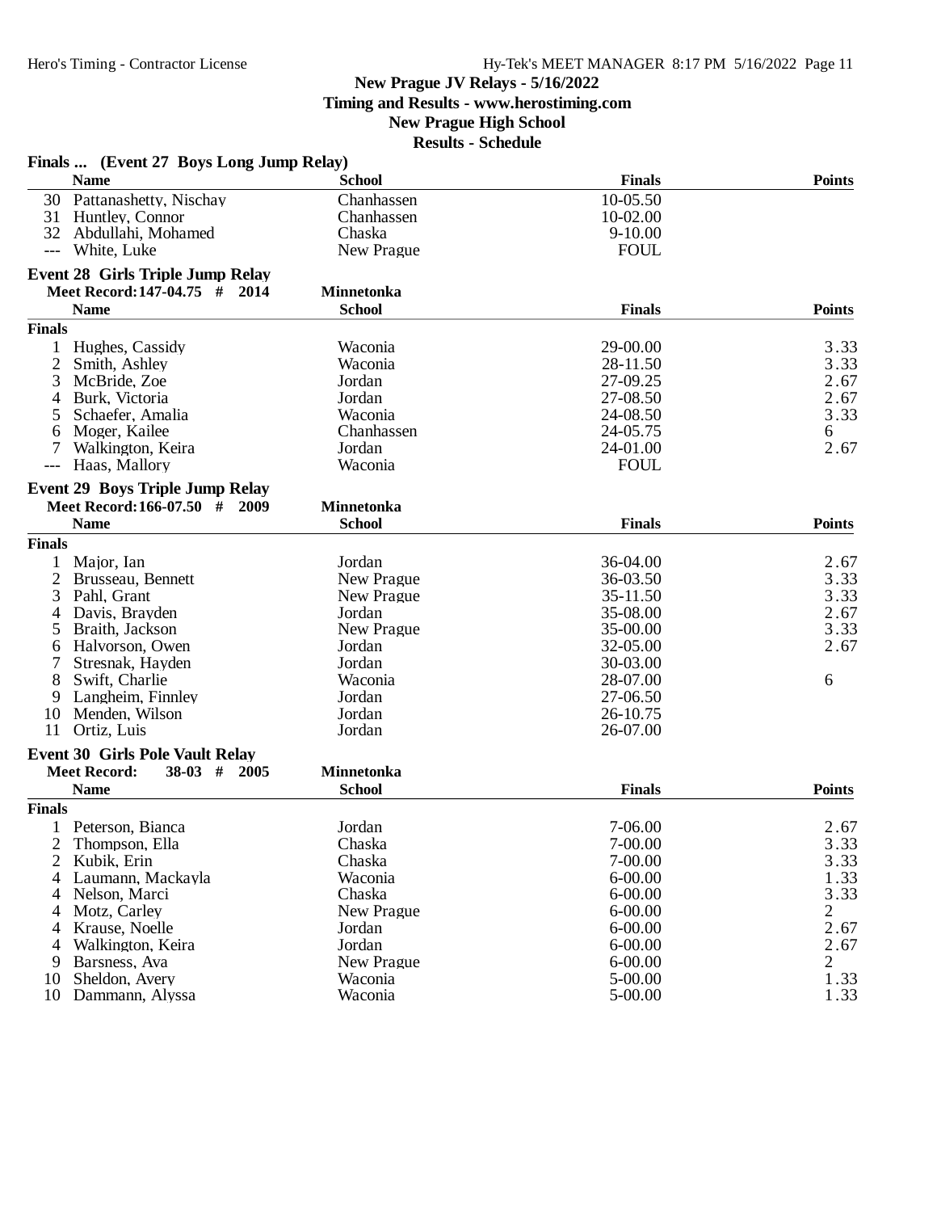# New Prague JV Relays - 5/16/2022

**Timing and Results - www.herostiming.com**

**New Prague High School**

**Results - Schedule**

### Finals ... (Event 27 Boys Long Jump Relay)

| | Name | School | Finals | Points |
|---|---|---|---|---|
| 30 | Pattanashetty, Nischay | Chanhassen | 10-05.50 | |
| 31 | Huntley, Connor | Chanhassen | 10-02.00 | |
| 32 | Abdullahi, Mohamed | Chaska | 9-10.00 | |
| --- | White, Luke | New Prague | FOUL | |

### Event 28 Girls Triple Jump Relay

**Meet Record: 147-04.75 # 2014 Minnetonka**

| | Name | School | Finals | Points |
|---|---|---|---|---|
| **Finals** | | | | |
| 1 | Hughes, Cassidy | Waconia | 29-00.00 | 3.33 |
| 2 | Smith, Ashley | Waconia | 28-11.50 | 3.33 |
| 3 | McBride, Zoe | Jordan | 27-09.25 | 2.67 |
| 4 | Burk, Victoria | Jordan | 27-08.50 | 2.67 |
| 5 | Schaefer, Amalia | Waconia | 24-08.50 | 3.33 |
| 6 | Moger, Kailee | Chanhassen | 24-05.75 | 6 |
| 7 | Walkington, Keira | Jordan | 24-01.00 | 2.67 |
| --- | Haas, Mallory | Waconia | FOUL | |

### Event 29 Boys Triple Jump Relay

**Meet Record: 166-07.50 # 2009 Minnetonka**

| | Name | School | Finals | Points |
|---|---|---|---|---|
| **Finals** | | | | |
| 1 | Major, Ian | Jordan | 36-04.00 | 2.67 |
| 2 | Brusseau, Bennett | New Prague | 36-03.50 | 3.33 |
| 3 | Pahl, Grant | New Prague | 35-11.50 | 3.33 |
| 4 | Davis, Brayden | Jordan | 35-08.00 | 2.67 |
| 5 | Braith, Jackson | New Prague | 35-00.00 | 3.33 |
| 6 | Halvorson, Owen | Jordan | 32-05.00 | 2.67 |
| 7 | Stresnak, Hayden | Jordan | 30-03.00 | |
| 8 | Swift, Charlie | Waconia | 28-07.00 | 6 |
| 9 | Langheim, Finnley | Jordan | 27-06.50 | |
| 10 | Menden, Wilson | Jordan | 26-10.75 | |
| 11 | Ortiz, Luis | Jordan | 26-07.00 | |

### Event 30 Girls Pole Vault Relay

**Meet Record: 38-03 # 2005 Minnetonka**

| | Name | School | Finals | Points |
|---|---|---|---|---|
| **Finals** | | | | |
| 1 | Peterson, Bianca | Jordan | 7-06.00 | 2.67 |
| 2 | Thompson, Ella | Chaska | 7-00.00 | 3.33 |
| 2 | Kubik, Erin | Chaska | 7-00.00 | 3.33 |
| 4 | Laumann, Mackayla | Waconia | 6-00.00 | 1.33 |
| 4 | Nelson, Marci | Chaska | 6-00.00 | 3.33 |
| 4 | Motz, Carley | New Prague | 6-00.00 | 2 |
| 4 | Krause, Noelle | Jordan | 6-00.00 | 2.67 |
| 4 | Walkington, Keira | Jordan | 6-00.00 | 2.67 |
| 9 | Barsness, Ava | New Prague | 6-00.00 | 2 |
| 10 | Sheldon, Avery | Waconia | 5-00.00 | 1.33 |
| 10 | Dammann, Alyssa | Waconia | 5-00.00 | 1.33 |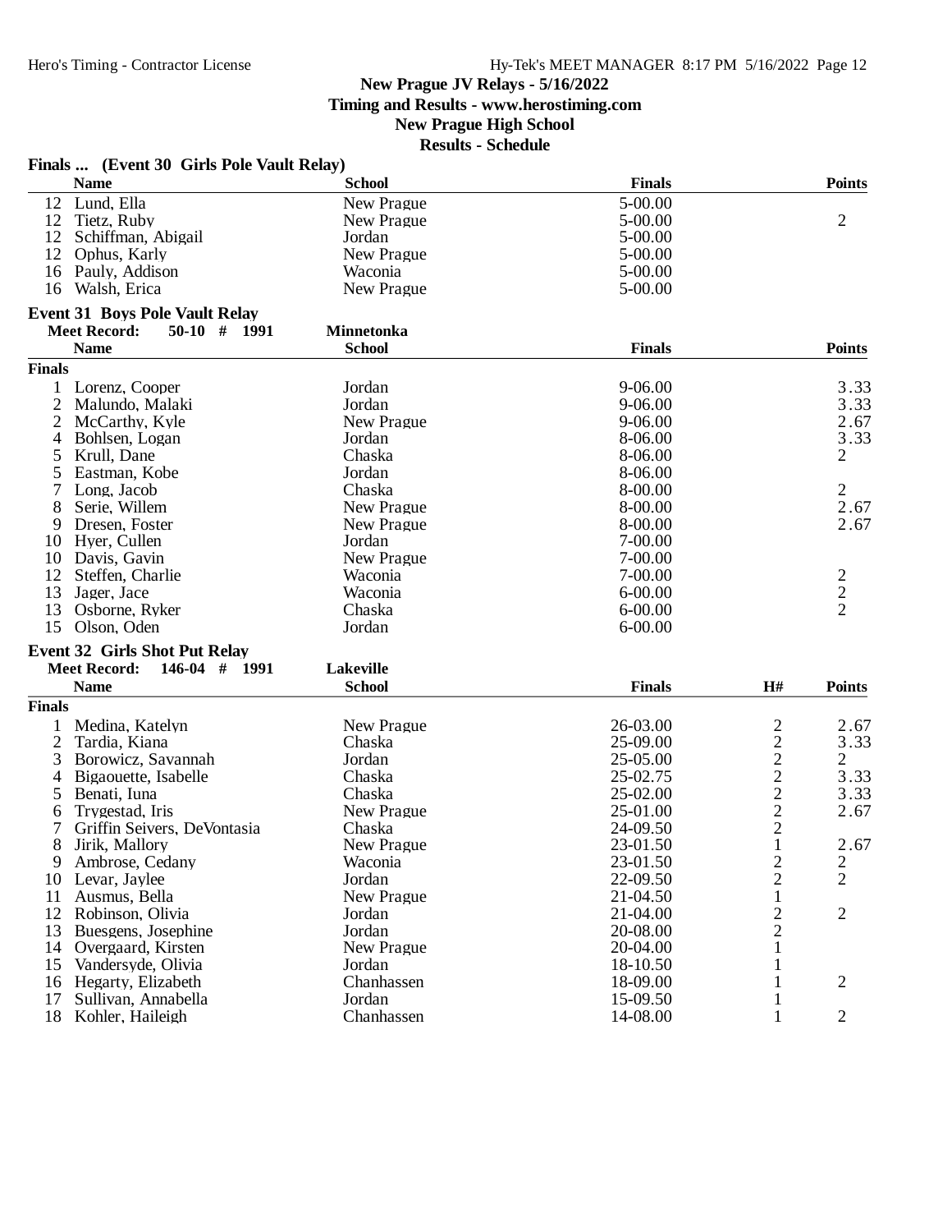**New Prague JV Relays - 5/16/2022**
**Timing and Results - www.herostiming.com**
**New Prague High School**
**Results - Schedule**

## Finals ... (Event 30 Girls Pole Vault Relay)

| | Name | School | Finals | Points |
|---|---|---|---|---|
| 12 | Lund, Ella | New Prague | 5-00.00 | |
| 12 | Tietz, Ruby | New Prague | 5-00.00 | 2 |
| 12 | Schiffman, Abigail | Jordan | 5-00.00 | |
| 12 | Ophus, Karly | New Prague | 5-00.00 | |
| 16 | Pauly, Addison | Waconia | 5-00.00 | |
| 16 | Walsh, Erica | New Prague | 5-00.00 | |

## Event 31 Boys Pole Vault Relay

**Meet Record: 50-10 # 1991 Minnetonka**

| | Name | School | Finals | Points |
|---|---|---|---|---|
| **Finals** | | | | |
| 1 | Lorenz, Cooper | Jordan | 9-06.00 | 3.33 |
| 2 | Malundo, Malaki | Jordan | 9-06.00 | 3.33 |
| 2 | McCarthy, Kyle | New Prague | 9-06.00 | 2.67 |
| 4 | Bohlsen, Logan | Jordan | 8-06.00 | 3.33 |
| 5 | Krull, Dane | Chaska | 8-06.00 | 2 |
| 5 | Eastman, Kobe | Jordan | 8-06.00 | |
| 7 | Long, Jacob | Chaska | 8-00.00 | 2 |
| 8 | Serie, Willem | New Prague | 8-00.00 | 2.67 |
| 9 | Dresen, Foster | New Prague | 8-00.00 | 2.67 |
| 10 | Hyer, Cullen | Jordan | 7-00.00 | |
| 10 | Davis, Gavin | New Prague | 7-00.00 | |
| 12 | Steffen, Charlie | Waconia | 7-00.00 | 2 |
| 13 | Jager, Jace | Waconia | 6-00.00 | 2 |
| 13 | Osborne, Ryker | Chaska | 6-00.00 | 2 |
| 15 | Olson, Oden | Jordan | 6-00.00 | |

## Event 32 Girls Shot Put Relay

**Meet Record: 146-04 # 1991 Lakeville**

| | Name | School | Finals | H# | Points |
|---|---|---|---|---|---|
| **Finals** | | | | | |
| 1 | Medina, Katelyn | New Prague | 26-03.00 | 2 | 2.67 |
| 2 | Tardia, Kiana | Chaska | 25-09.00 | 2 | 3.33 |
| 3 | Borowicz, Savannah | Jordan | 25-05.00 | 2 | 2 |
| 4 | Bigaouette, Isabelle | Chaska | 25-02.75 | 2 | 3.33 |
| 5 | Benati, Iuna | Chaska | 25-02.00 | 2 | 3.33 |
| 6 | Trygestad, Iris | New Prague | 25-01.00 | 2 | 2.67 |
| 7 | Griffin Seivers, DeVontasia | Chaska | 24-09.50 | 2 | |
| 8 | Jirik, Mallory | New Prague | 23-01.50 | 1 | 2.67 |
| 9 | Ambrose, Cedany | Waconia | 23-01.50 | 2 | 2 |
| 10 | Levar, Jaylee | Jordan | 22-09.50 | 2 | 2 |
| 11 | Ausmus, Bella | New Prague | 21-04.50 | 1 | |
| 12 | Robinson, Olivia | Jordan | 21-04.00 | 2 | 2 |
| 13 | Buesgens, Josephine | Jordan | 20-08.00 | 2 | |
| 14 | Overgaard, Kirsten | New Prague | 20-04.00 | 1 | |
| 15 | Vandersyde, Olivia | Jordan | 18-10.50 | 1 | |
| 16 | Hegarty, Elizabeth | Chanhassen | 18-09.00 | 1 | 2 |
| 17 | Sullivan, Annabella | Jordan | 15-09.50 | 1 | |
| 18 | Kohler, Haileigh | Chanhassen | 14-08.00 | 1 | 2 |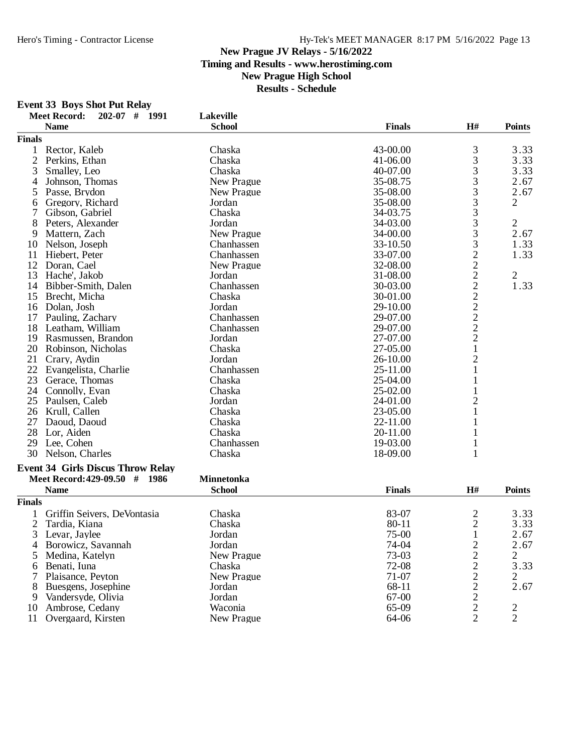**New Prague JV Relays - 5/16/2022**
**Timing and Results - www.herostiming.com**
**New Prague High School**
**Results - Schedule**

### Event 33 Boys Shot Put Relay

Meet Record: 202-07 # 1991 Lakeville

| | Name | School | Finals | H# | Points |
|---|---|---|---|---|---|
| **Finals** | | | | | |
| 1 | Rector, Kaleb | Chaska | 43-00.00 | 3 | 3.33 |
| 2 | Perkins, Ethan | Chaska | 41-06.00 | 3 | 3.33 |
| 3 | Smalley, Leo | Chaska | 40-07.00 | 3 | 3.33 |
| 4 | Johnson, Thomas | New Prague | 35-08.75 | 3 | 2.67 |
| 5 | Passe, Brydon | New Prague | 35-08.00 | 3 | 2.67 |
| 6 | Gregory, Richard | Jordan | 35-08.00 | 3 | 2 |
| 7 | Gibson, Gabriel | Chaska | 34-03.75 | 3 | |
| 8 | Peters, Alexander | Jordan | 34-03.00 | 3 | 2 |
| 9 | Mattern, Zach | New Prague | 34-00.00 | 3 | 2.67 |
| 10 | Nelson, Joseph | Chanhassen | 33-10.50 | 3 | 1.33 |
| 11 | Hiebert, Peter | Chanhassen | 33-07.00 | 2 | 1.33 |
| 12 | Doran, Cael | New Prague | 32-08.00 | 2 | |
| 13 | Hache', Jakob | Jordan | 31-08.00 | 2 | 2 |
| 14 | Bibber-Smith, Dalen | Chanhassen | 30-03.00 | 2 | 1.33 |
| 15 | Brecht, Micha | Chaska | 30-01.00 | 2 | |
| 16 | Dolan, Josh | Jordan | 29-10.00 | 2 | |
| 17 | Pauling, Zachary | Chanhassen | 29-07.00 | 2 | |
| 18 | Leatham, William | Chanhassen | 29-07.00 | 2 | |
| 19 | Rasmussen, Brandon | Jordan | 27-07.00 | 2 | |
| 20 | Robinson, Nicholas | Chaska | 27-05.00 | 1 | |
| 21 | Crary, Aydin | Jordan | 26-10.00 | 2 | |
| 22 | Evangelista, Charlie | Chanhassen | 25-11.00 | 1 | |
| 23 | Gerace, Thomas | Chaska | 25-04.00 | 1 | |
| 24 | Connolly, Evan | Chaska | 25-02.00 | 1 | |
| 25 | Paulsen, Caleb | Jordan | 24-01.00 | 2 | |
| 26 | Krull, Callen | Chaska | 23-05.00 | 1 | |
| 27 | Daoud, Daoud | Chaska | 22-11.00 | 1 | |
| 28 | Lor, Aiden | Chaska | 20-11.00 | 1 | |
| 29 | Lee, Cohen | Chanhassen | 19-03.00 | 1 | |
| 30 | Nelson, Charles | Chaska | 18-09.00 | 1 | |

### Event 34 Girls Discus Throw Relay

Meet Record: 429-09.50 # 1986 Minnetonka

| | Name | School | Finals | H# | Points |
|---|---|---|---|---|---|
| **Finals** | | | | | |
| 1 | Griffin Seivers, DeVontasia | Chaska | 83-07 | 2 | 3.33 |
| 2 | Tardia, Kiana | Chaska | 80-11 | 2 | 3.33 |
| 3 | Levar, Jaylee | Jordan | 75-00 | 1 | 2.67 |
| 4 | Borowicz, Savannah | Jordan | 74-04 | 2 | 2.67 |
| 5 | Medina, Katelyn | New Prague | 73-03 | 2 | 2 |
| 6 | Benati, Iuna | Chaska | 72-08 | 2 | 3.33 |
| 7 | Plaisance, Peyton | New Prague | 71-07 | 2 | 2 |
| 8 | Buesgens, Josephine | Jordan | 68-11 | 2 | 2.67 |
| 9 | Vandersyde, Olivia | Jordan | 67-00 | 2 | |
| 10 | Ambrose, Cedany | Waconia | 65-09 | 2 | 2 |
| 11 | Overgaard, Kirsten | New Prague | 64-06 | 2 | 2 |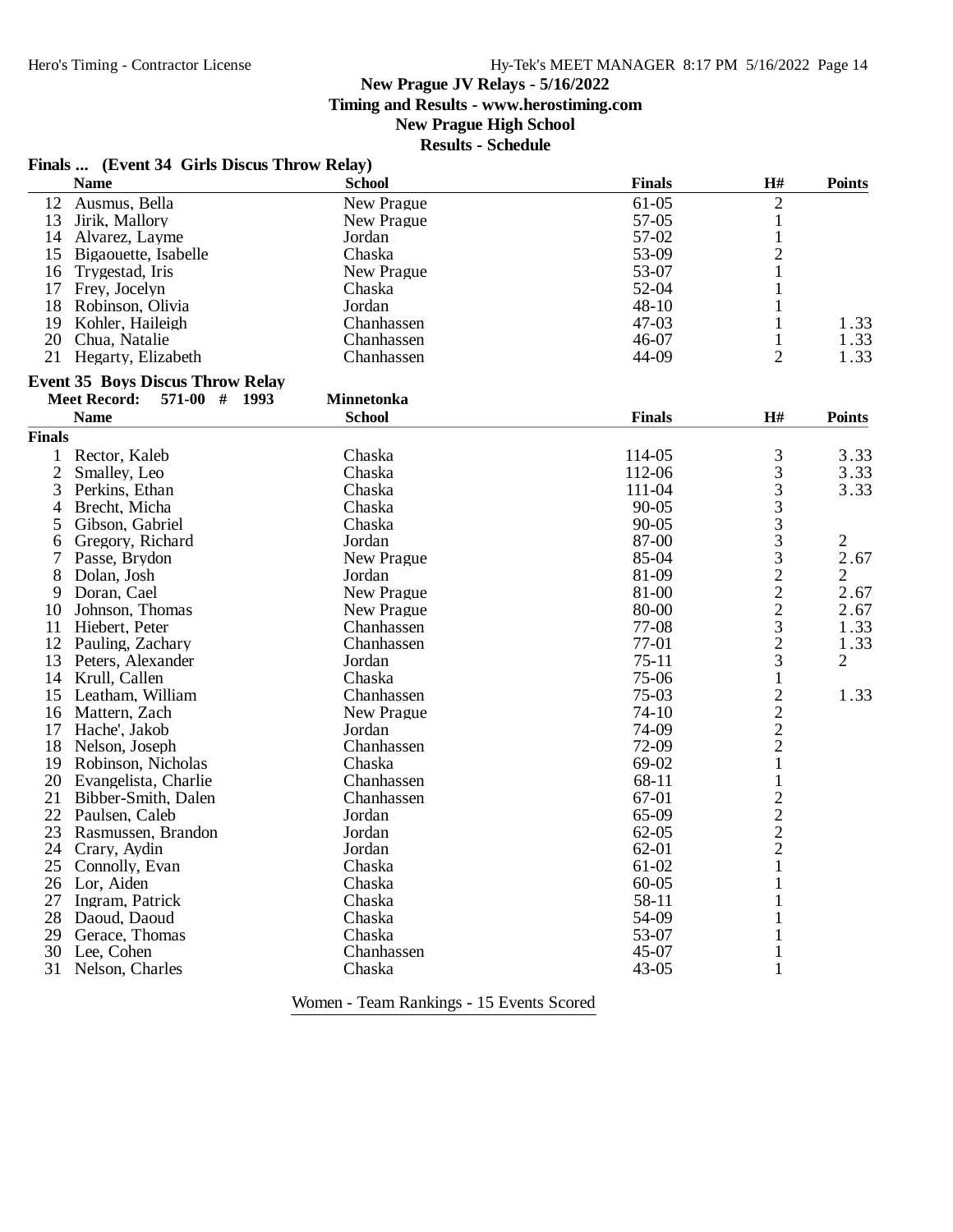# New Prague JV Relays - 5/16/2022

**Timing and Results - www.herostiming.com**

**New Prague High School**

**Results - Schedule**

### Finals ... (Event 34 Girls Discus Throw Relay)

| | Name | School | Finals | H# | Points |
|---|---|---|---|---|---|
| 12 | Ausmus, Bella | New Prague | 61-05 | 2 | |
| 13 | Jirik, Mallory | New Prague | 57-05 | 1 | |
| 14 | Alvarez, Layme | Jordan | 57-02 | 1 | |
| 15 | Bigaouette, Isabelle | Chaska | 53-09 | 2 | |
| 16 | Trygestad, Iris | New Prague | 53-07 | 1 | |
| 17 | Frey, Jocelyn | Chaska | 52-04 | 1 | |
| 18 | Robinson, Olivia | Jordan | 48-10 | 1 | |
| 19 | Kohler, Haileigh | Chanhassen | 47-03 | 1 | 1.33 |
| 20 | Chua, Natalie | Chanhassen | 46-07 | 1 | 1.33 |
| 21 | Hegarty, Elizabeth | Chanhassen | 44-09 | 2 | 1.33 |

### Event 35 Boys Discus Throw Relay

**Meet Record:** 571-00 # 1993 **Minnetonka**

| | Name | School | Finals | H# | Points |
|---|---|---|---|---|---|
| **Finals** | | | | | |
| 1 | Rector, Kaleb | Chaska | 114-05 | 3 | 3.33 |
| 2 | Smalley, Leo | Chaska | 112-06 | 3 | 3.33 |
| 3 | Perkins, Ethan | Chaska | 111-04 | 3 | 3.33 |
| 4 | Brecht, Micha | Chaska | 90-05 | 3 | |
| 5 | Gibson, Gabriel | Chaska | 90-05 | 3 | |
| 6 | Gregory, Richard | Jordan | 87-00 | 3 | 2 |
| 7 | Passe, Brydon | New Prague | 85-04 | 3 | 2.67 |
| 8 | Dolan, Josh | Jordan | 81-09 | 2 | 2 |
| 9 | Doran, Cael | New Prague | 81-00 | 2 | 2.67 |
| 10 | Johnson, Thomas | New Prague | 80-00 | 2 | 2.67 |
| 11 | Hiebert, Peter | Chanhassen | 77-08 | 3 | 1.33 |
| 12 | Pauling, Zachary | Chanhassen | 77-01 | 2 | 1.33 |
| 13 | Peters, Alexander | Jordan | 75-11 | 3 | 2 |
| 14 | Krull, Callen | Chaska | 75-06 | 1 | |
| 15 | Leatham, William | Chanhassen | 75-03 | 2 | 1.33 |
| 16 | Mattern, Zach | New Prague | 74-10 | 2 | |
| 17 | Hache', Jakob | Jordan | 74-09 | 2 | |
| 18 | Nelson, Joseph | Chanhassen | 72-09 | 2 | |
| 19 | Robinson, Nicholas | Chaska | 69-02 | 1 | |
| 20 | Evangelista, Charlie | Chanhassen | 68-11 | 1 | |
| 21 | Bibber-Smith, Dalen | Chanhassen | 67-01 | 2 | |
| 22 | Paulsen, Caleb | Jordan | 65-09 | 2 | |
| 23 | Rasmussen, Brandon | Jordan | 62-05 | 2 | |
| 24 | Crary, Aydin | Jordan | 62-01 | 2 | |
| 25 | Connolly, Evan | Chaska | 61-02 | 1 | |
| 26 | Lor, Aiden | Chaska | 60-05 | 1 | |
| 27 | Ingram, Patrick | Chaska | 58-11 | 1 | |
| 28 | Daoud, Daoud | Chaska | 54-09 | 1 | |
| 29 | Gerace, Thomas | Chaska | 53-07 | 1 | |
| 30 | Lee, Cohen | Chanhassen | 45-07 | 1 | |
| 31 | Nelson, Charles | Chaska | 43-05 | 1 | |

Women - Team Rankings - 15 Events Scored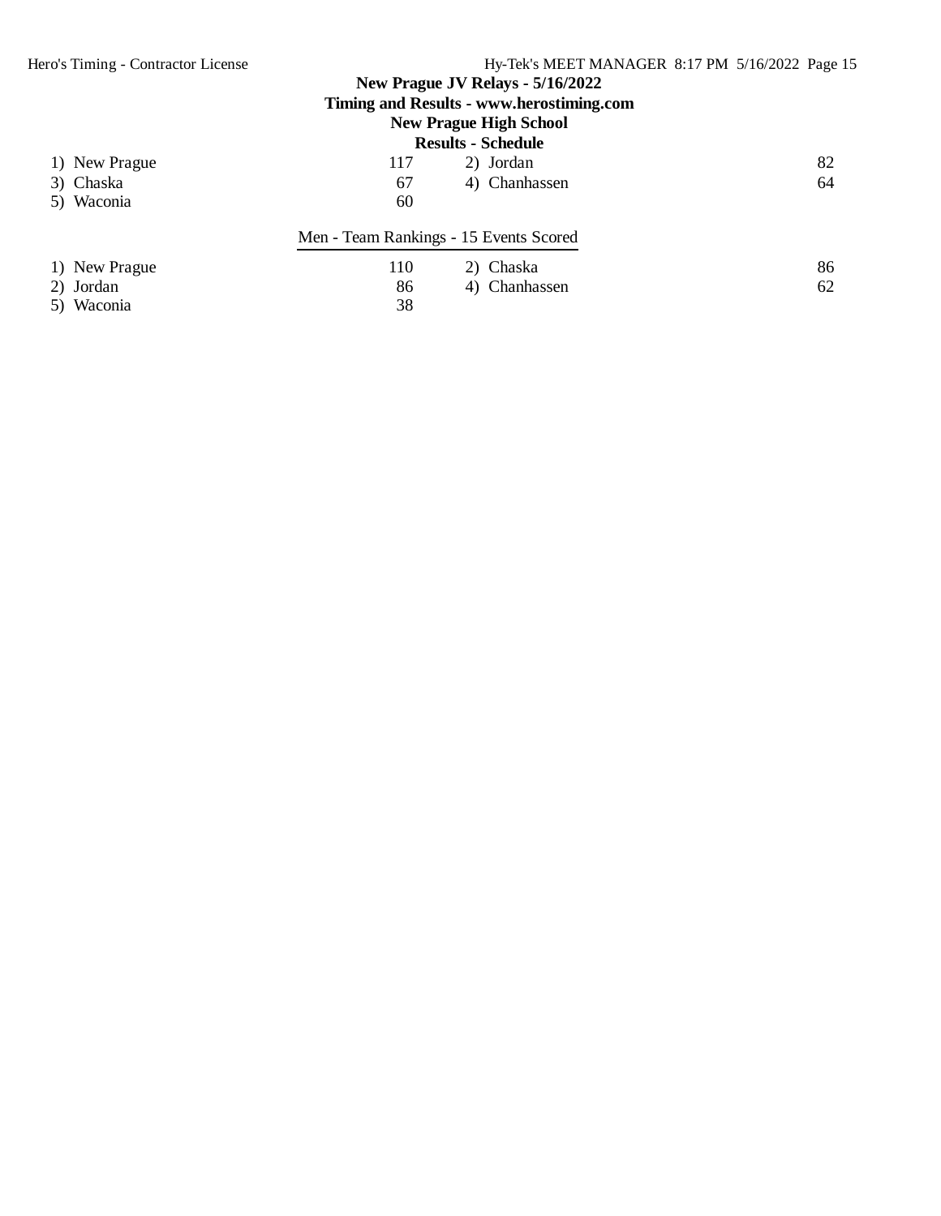# New Prague JV Relays - 5/16/2022

**Timing and Results - www.herostiming.com**

**New Prague High School**

**Results - Schedule**

| | | | |
|---|---|---|---|
| 1) New Prague | 117 | 2) Jordan | 82 |
| 3) Chaska | 67 | 4) Chanhassen | 64 |
| 5) Waconia | 60 | | |

## Men - Team Rankings - 15 Events Scored

| | | | |
|---|---|---|---|
| 1) New Prague | 110 | 2) Chaska | 86 |
| 2) Jordan | 86 | 4) Chanhassen | 62 |
| 5) Waconia | 38 | | |